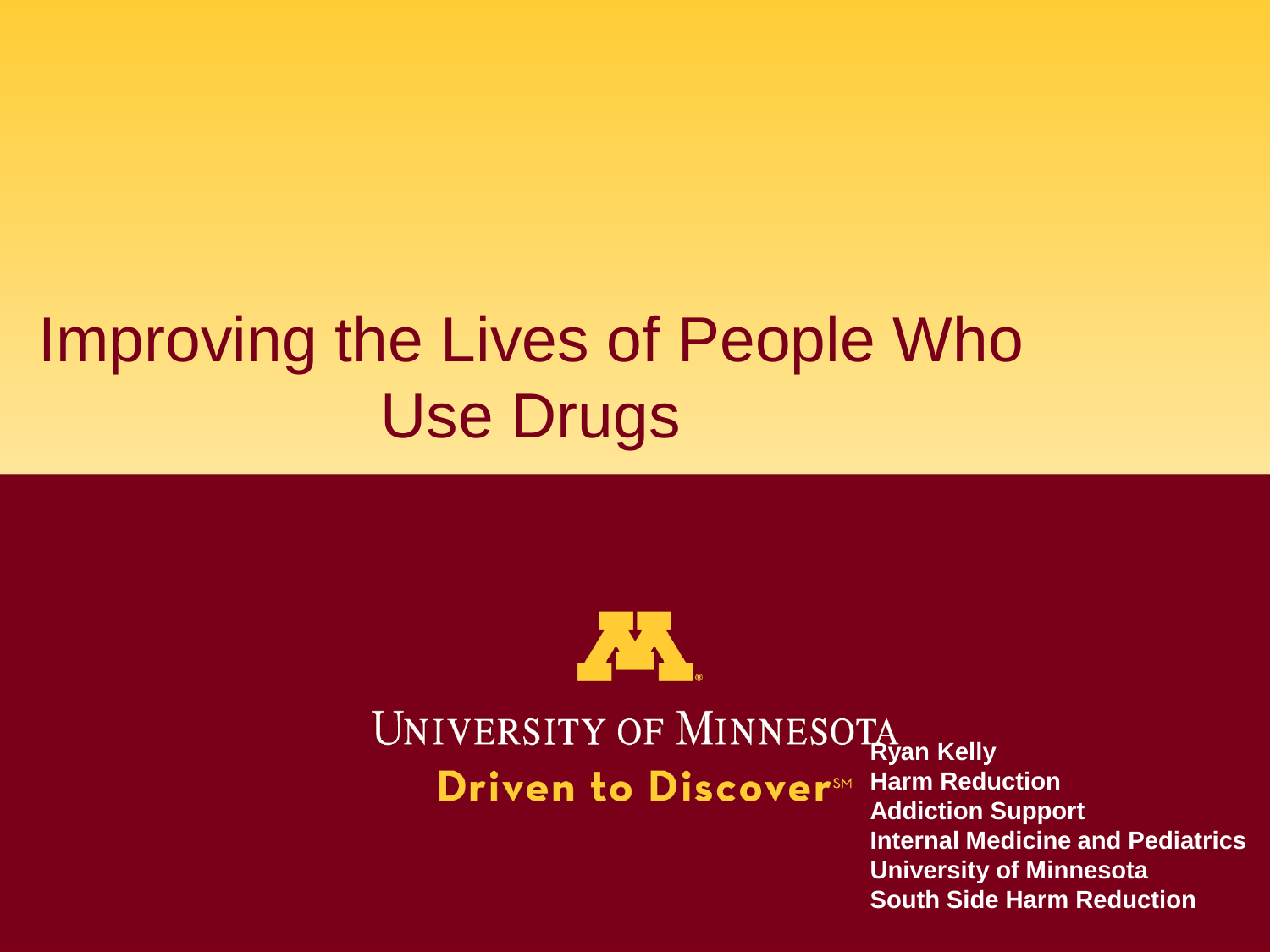# Improving the Lives of People Who Use Drugs

UNIVERSITY OF MINNESOTA

Driven to Discover℠

**Ryan Kelly**
**Harm Reduction**
**Addiction Support**
**Internal Medicine and Pediatrics**
**University of Minnesota**
**South Side Harm Reduction**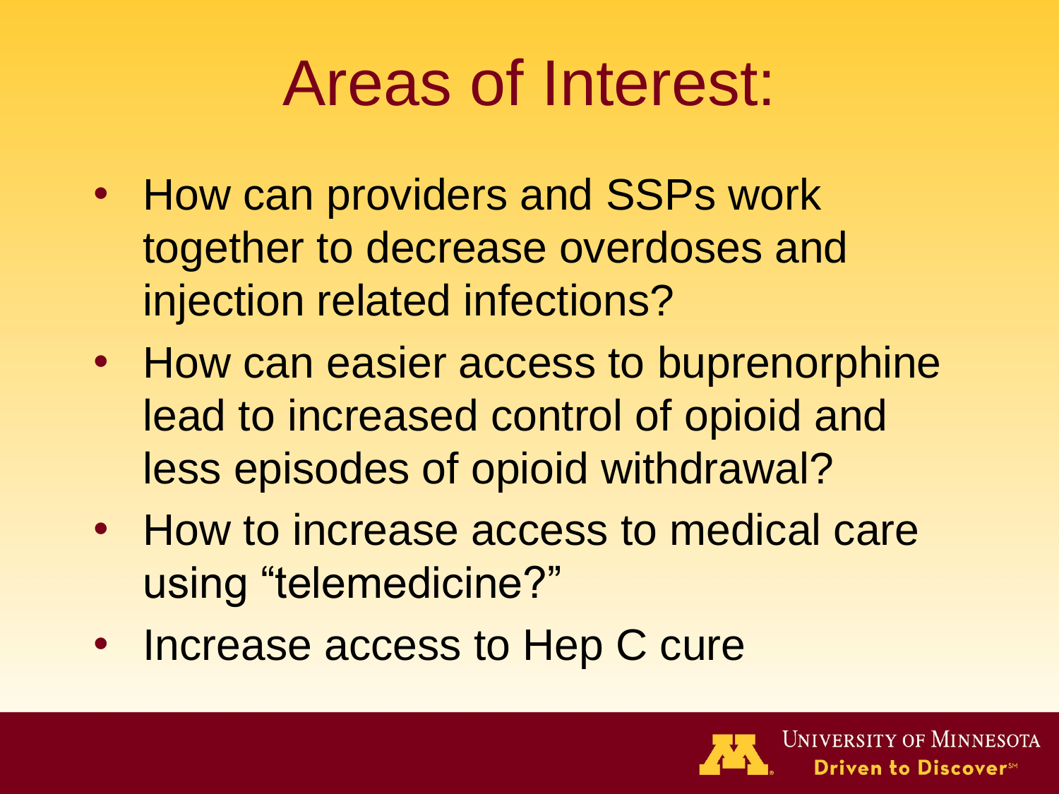# Areas of Interest:

- How can providers and SSPs work together to decrease overdoses and injection related infections?
- How can easier access to buprenorphine lead to increased control of opioid and less episodes of opioid withdrawal?
- How to increase access to medical care using "telemedicine?"
- Increase access to Hep C cure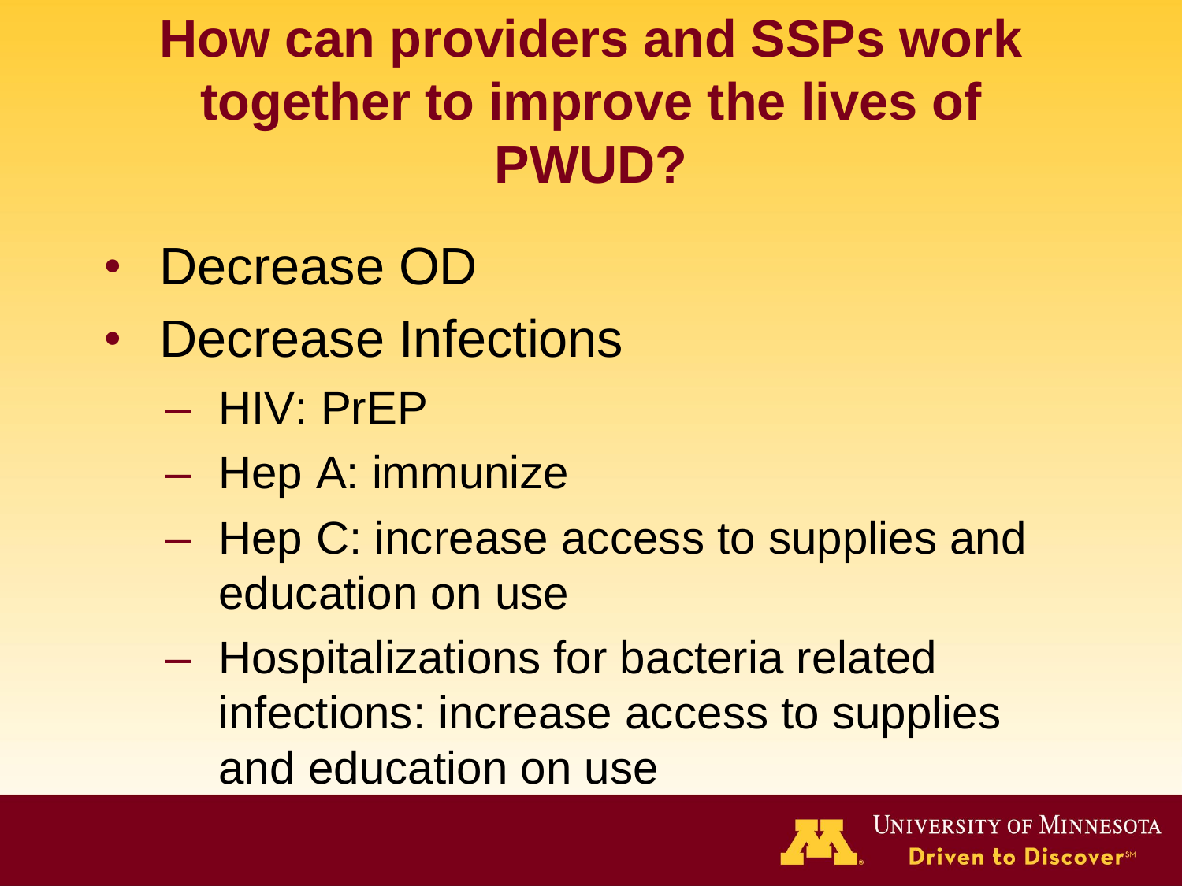# How can providers and SSPs work together to improve the lives of PWUD?

- Decrease OD
- Decrease Infections
  - HIV: PrEP
  - Hep A: immunize
  - Hep C: increase access to supplies and education on use
  - Hospitalizations for bacteria related infections: increase access to supplies and education on use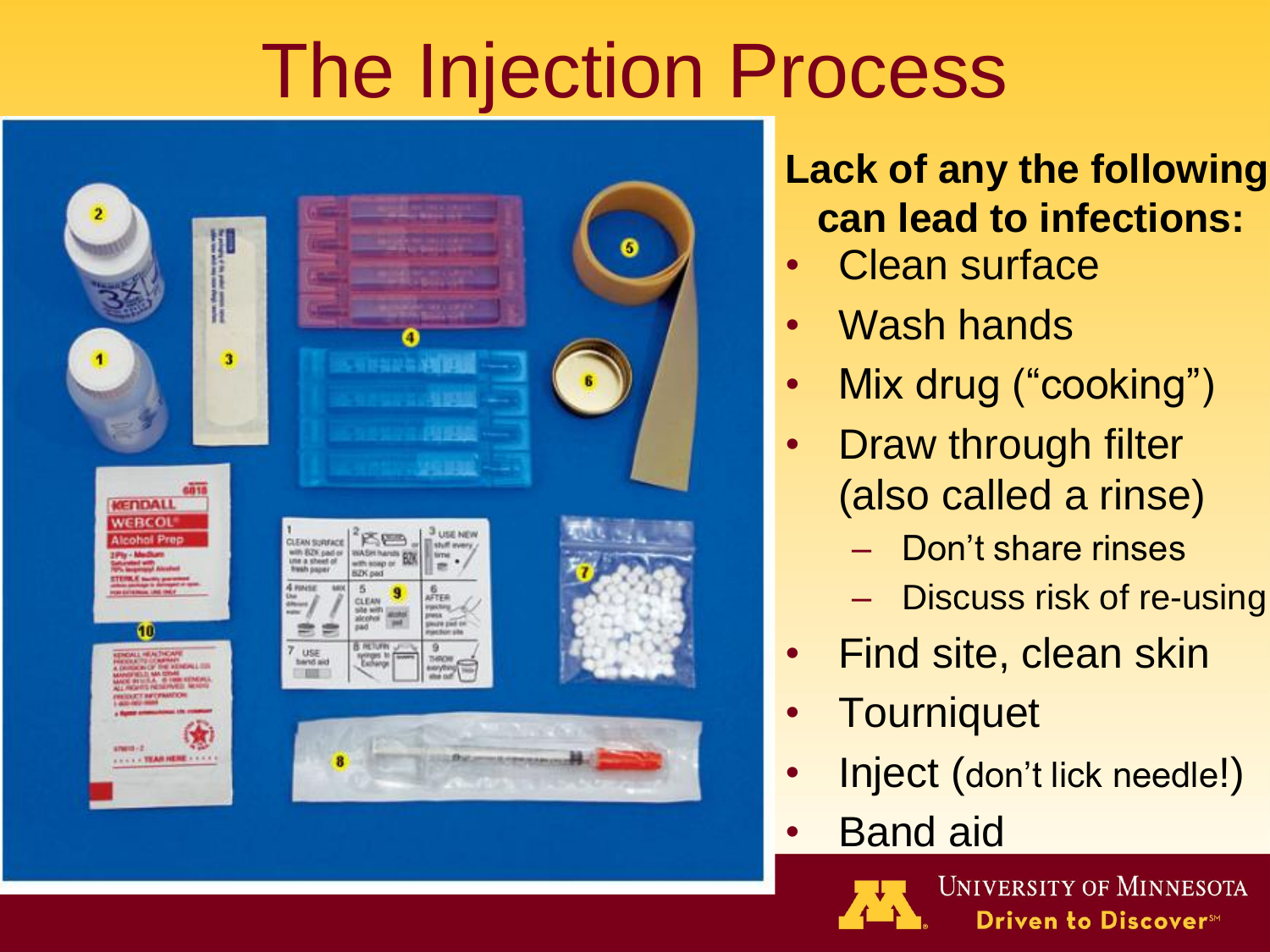# The Injection Process

**Lack of any the following can lead to infections:**

- Clean surface
- Wash hands
- Mix drug ("cooking")
- Draw through filter (also called a rinse)
  - Don't share rinses
  - Discuss risk of re-using
- Find site, clean skin
- Tourniquet
- Inject (don't lick needle!)
- Band aid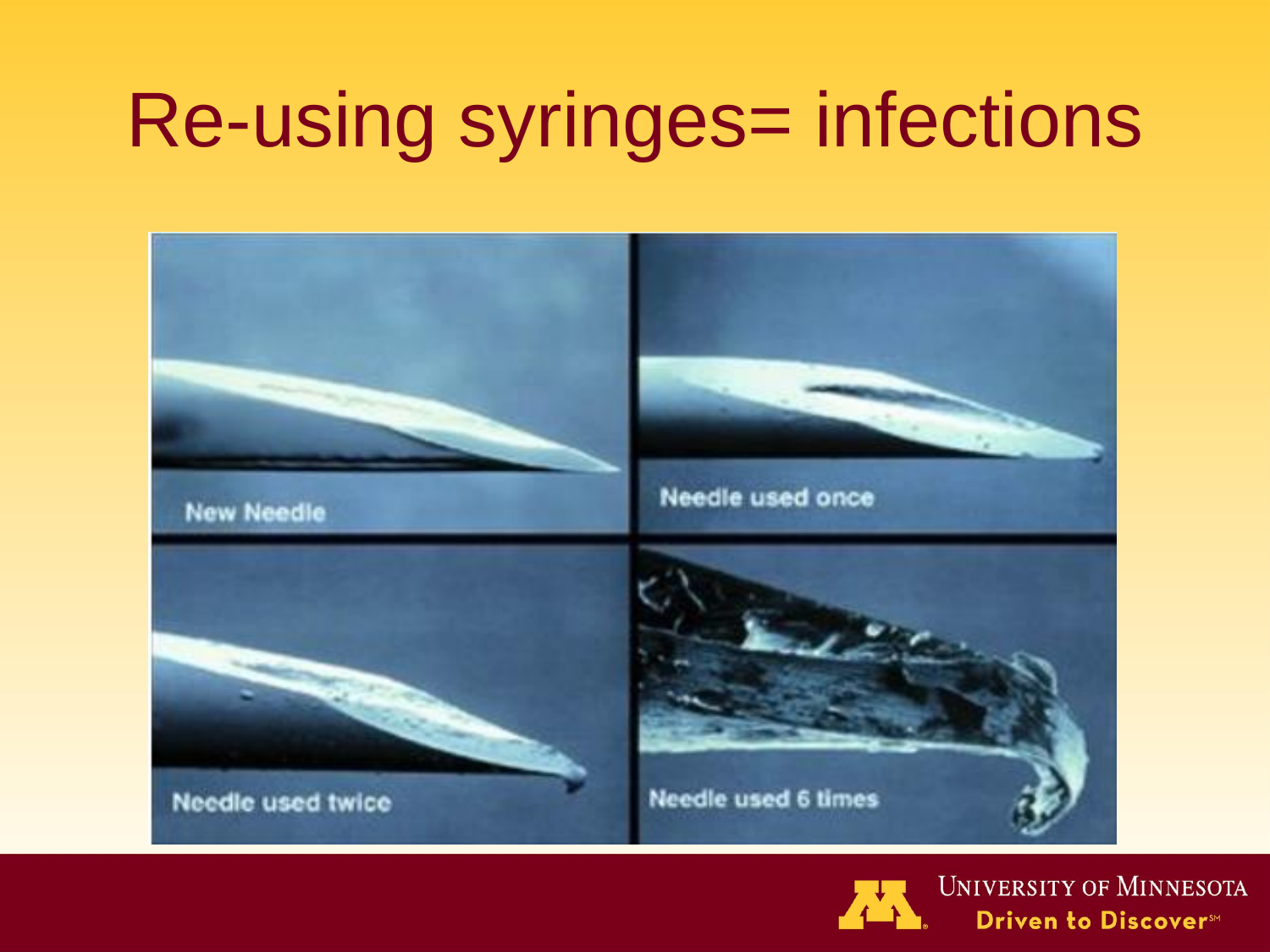# Re-using syringes= infections

New Needle

Needle used once

Needle used twice

Needle used 6 times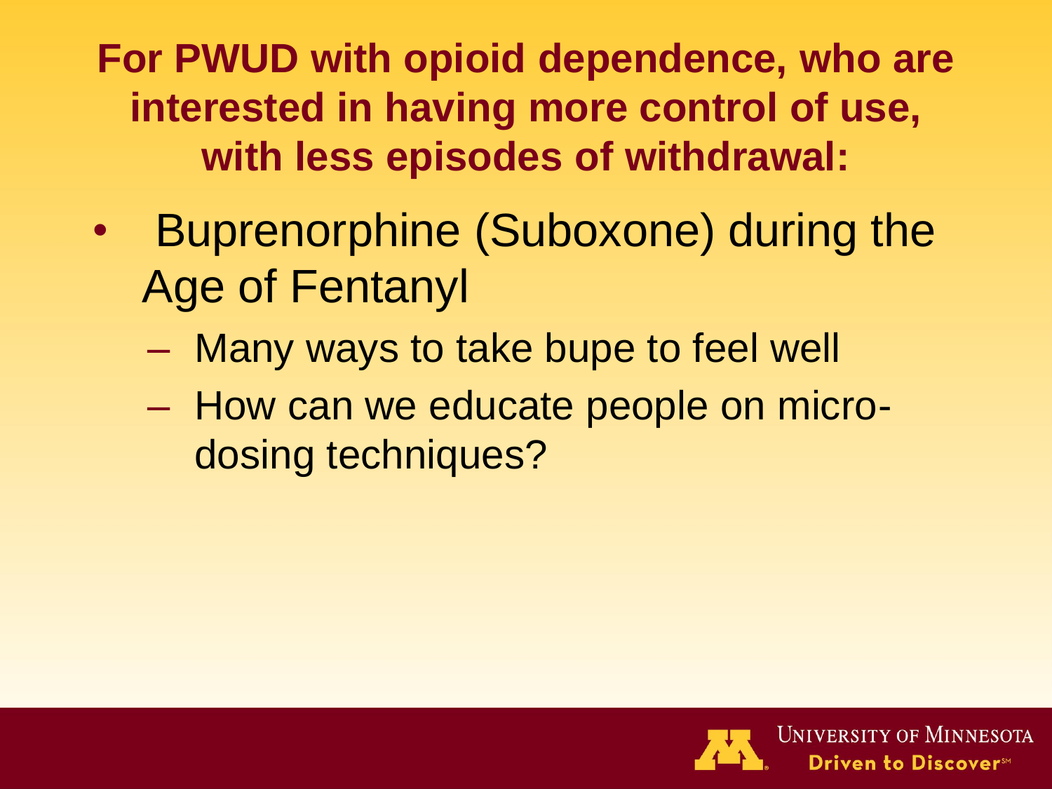## For PWUD with opioid dependence, who are interested in having more control of use, with less episodes of withdrawal:

- Buprenorphine (Suboxone) during the Age of Fentanyl
  - Many ways to take bupe to feel well
  - How can we educate people on micro-dosing techniques?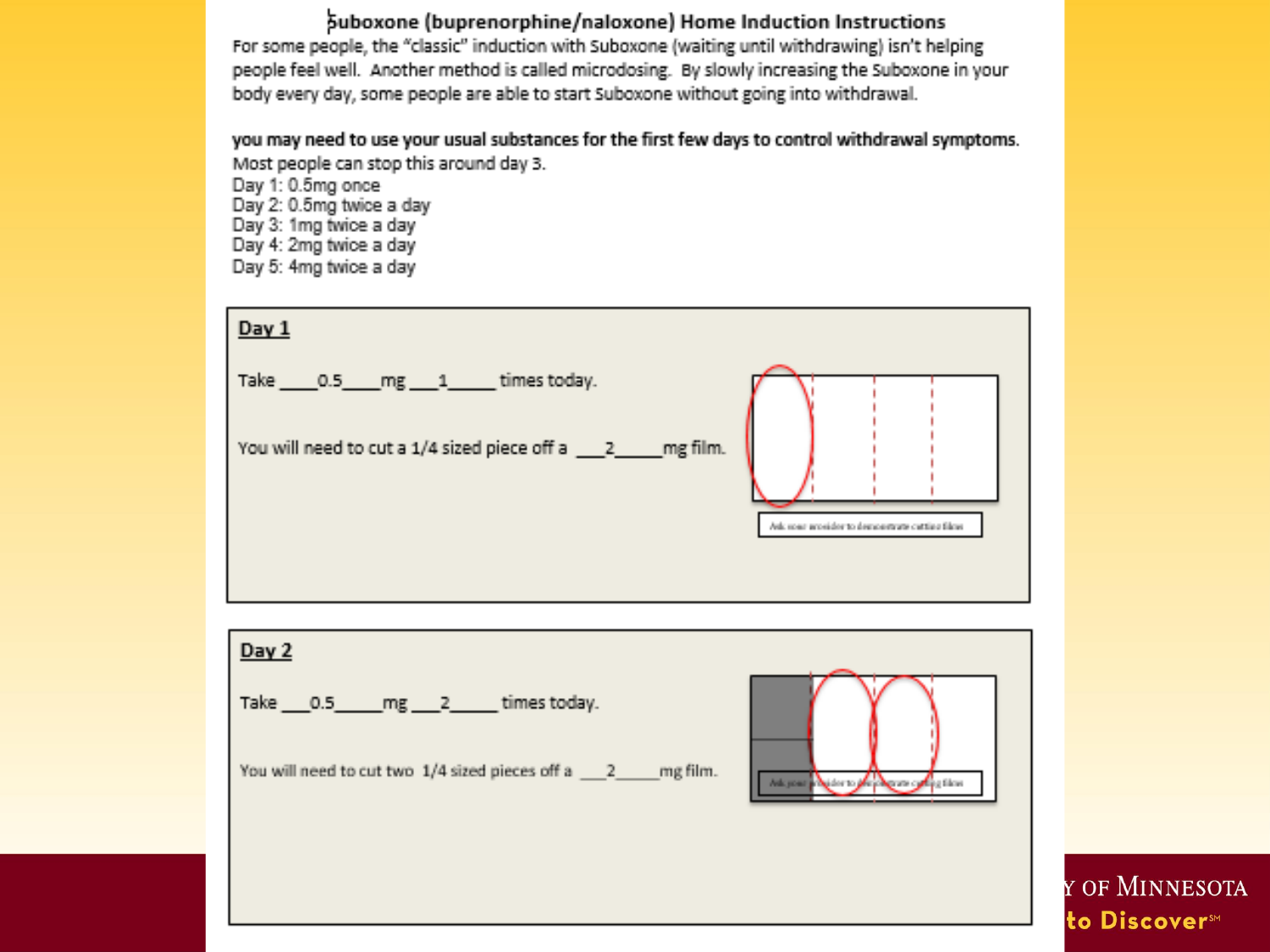# Suboxone (buprenorphine/naloxone) Home Induction Instructions

For some people, the "classic" induction with Suboxone (waiting until withdrawing) isn't helping people feel well. Another method is called microdosing. By slowly increasing the Suboxone in your body every day, some people are able to start Suboxone without going into withdrawal.

**you may need to use your usual substances for the first few days to control withdrawal symptoms.**

Most people can stop this around day 3.

Day 1: 0.5mg once
Day 2: 0.5mg twice a day
Day 3: 1mg twice a day
Day 4: 2mg twice a day
Day 5: 4mg twice a day

## Day 1

Take \_\_\_\_0.5\_\_\_\_mg \_\_\_1\_\_\_\_\_ times today.

You will need to cut a 1/4 sized piece off a \_\_\_2\_\_\_\_\_mg film.

Ask your provider to demonstrate cutting films

## Day 2

Take \_\_\_0.5\_\_\_\_\_mg \_\_\_2\_\_\_\_\_ times today.

You will need to cut two 1/4 sized pieces off a \_\_\_2\_\_\_\_\_mg film.

Ask your provider to demonstrate cutting films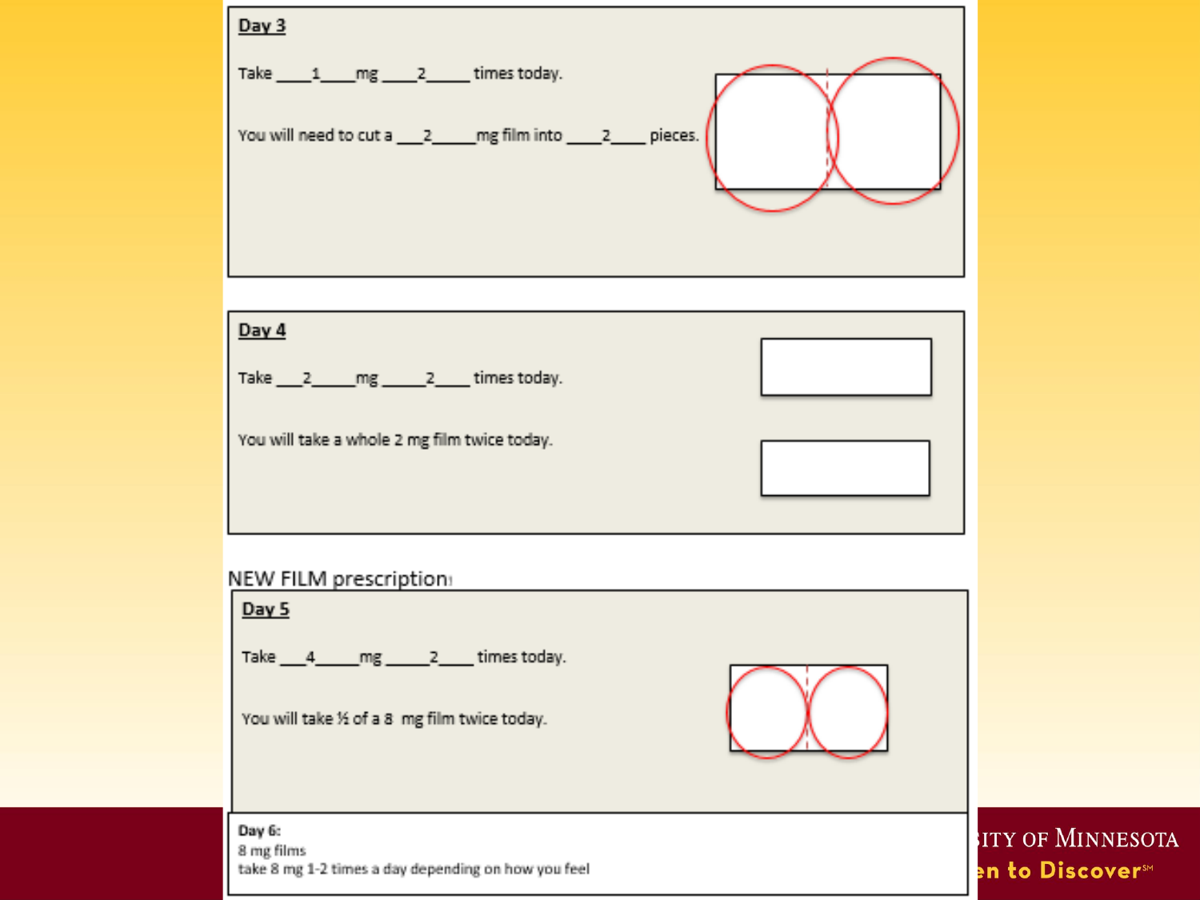**Day 3**

Take \_\_\_\_1\_\_\_\_mg \_\_\_\_2\_\_\_\_\_ times today.

You will need to cut a \_\_\_2\_\_\_\_\_mg film into \_\_\_\_2\_\_\_\_ pieces.

**Day 4**

Take \_\_\_2\_\_\_\_\_mg \_\_\_\_\_2\_\_\_\_ times today.

You will take a whole 2 mg film twice today.

NEW FILM prescription:

**Day 5**

Take \_\_\_4\_\_\_\_\_mg \_\_\_\_\_2\_\_\_\_ times today.

You will take ½ of a 8 mg film twice today.

**Day 6:**

8 mg films

take 8 mg 1-2 times a day depending on how you feel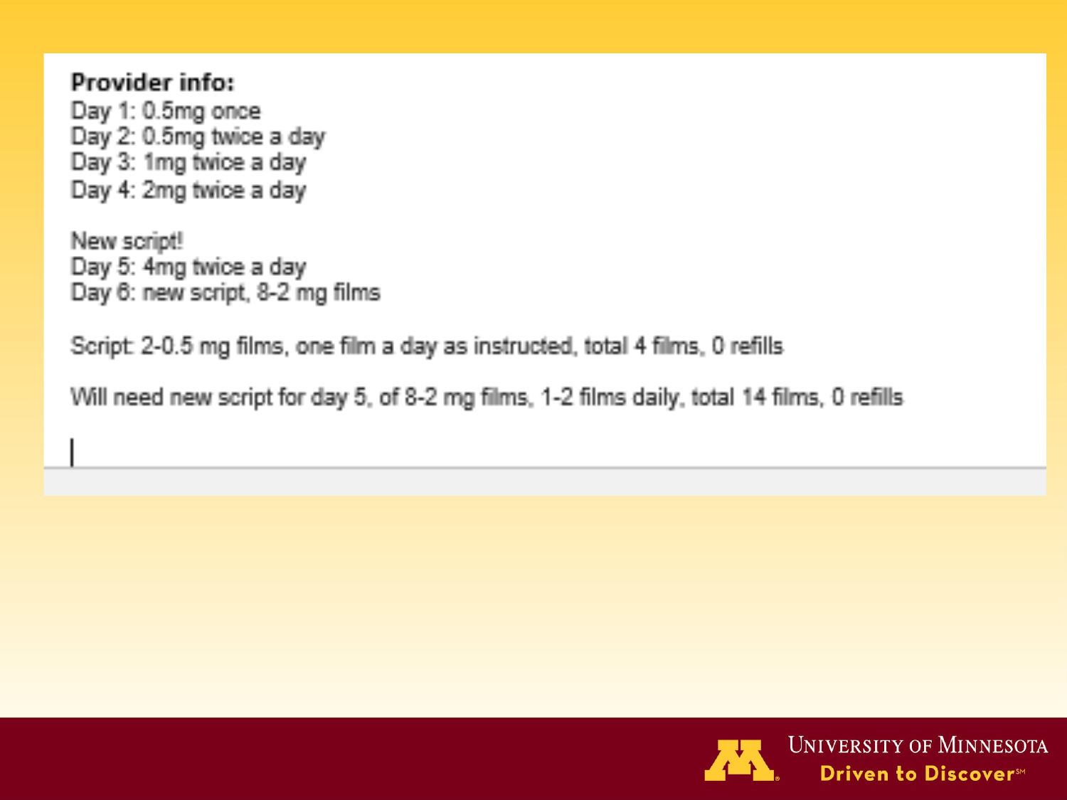**Provider info:**

Day 1: 0.5mg once
Day 2: 0.5mg twice a day
Day 3: 1mg twice a day
Day 4: 2mg twice a day

New script!
Day 5: 4mg twice a day
Day 6: new script, 8-2 mg films

Script: 2-0.5 mg films, one film a day as instructed, total 4 films, 0 refills

Will need new script for day 5, of 8-2 mg films, 1-2 films daily, total 14 films, 0 refills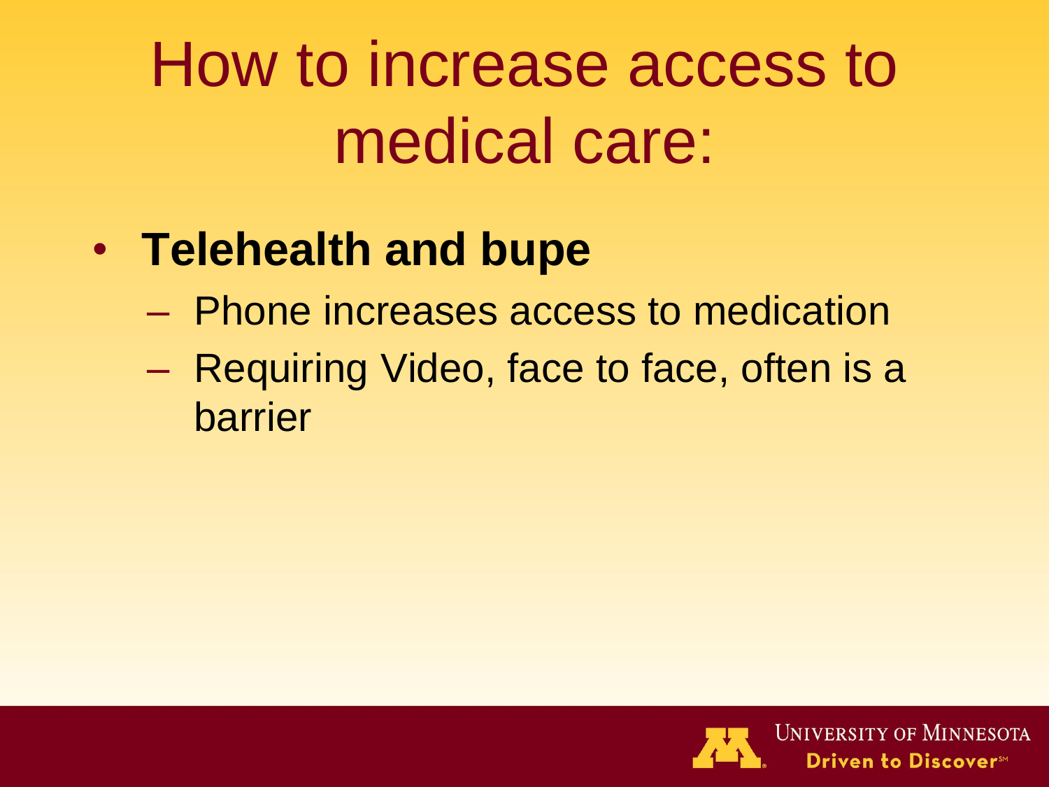# How to increase access to medical care:

- **Telehealth and bupe**
  - Phone increases access to medication
  - Requiring Video, face to face, often is a barrier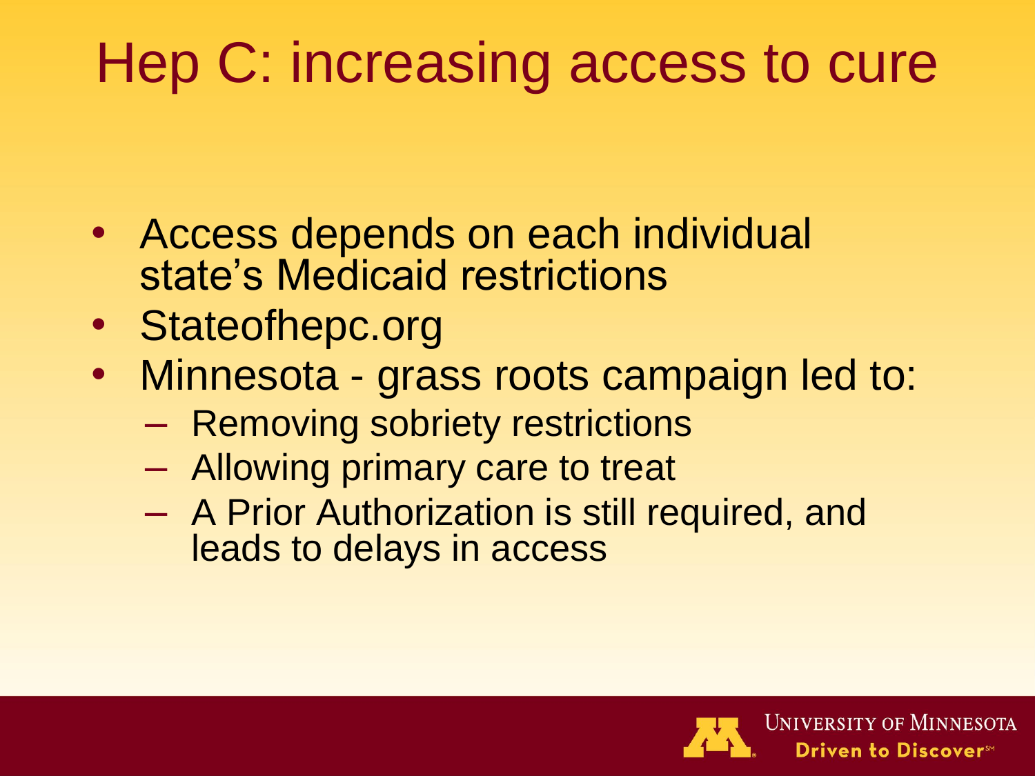# Hep C: increasing access to cure

- Access depends on each individual state's Medicaid restrictions
- Stateofhepc.org
- Minnesota - grass roots campaign led to:
  - Removing sobriety restrictions
  - Allowing primary care to treat
  - A Prior Authorization is still required, and leads to delays in access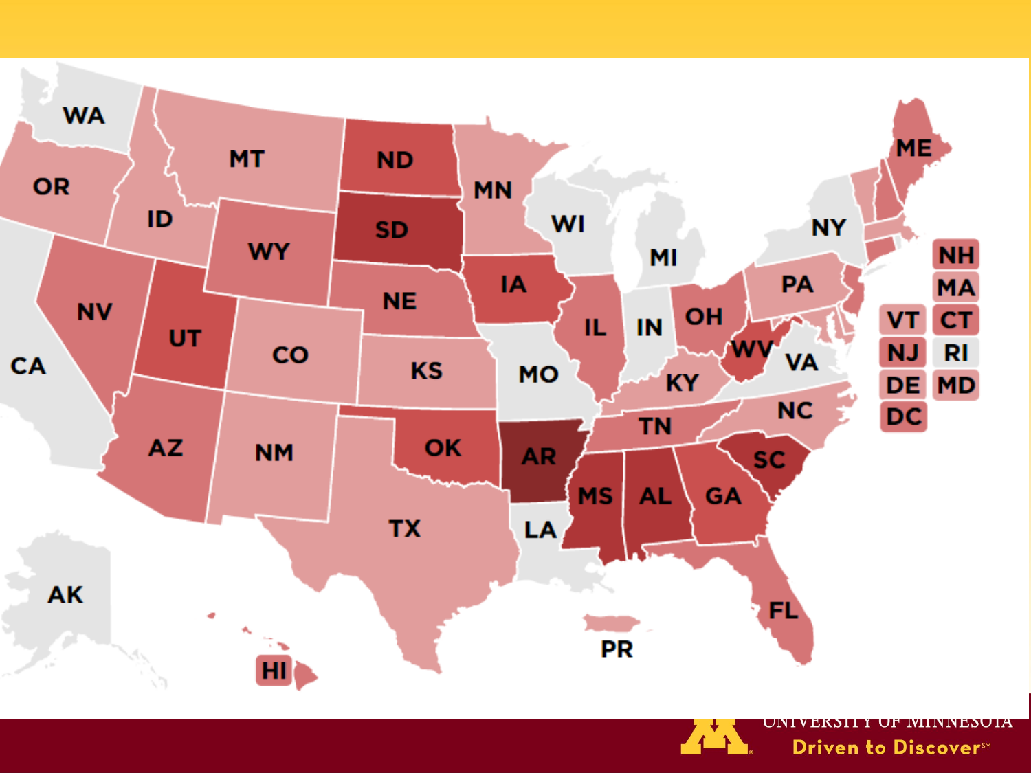WA
OR
CA
ID
MT
NV
UT
WY
ND
SD
NE
CO
AZ
NM
KS
OK
TX
MN
IA
MO
AR
LA
WI
IL
MI
IN
OH
KY
TN
MS
AL
GA
FL
SC
NC
VA
WV
PA
NY
ME
NH
MA
VT
CT
NJ
RI
DE
MD
DC
AK
HI
PR

UNIVERSITY OF MINNESOTA
Driven to Discover℠